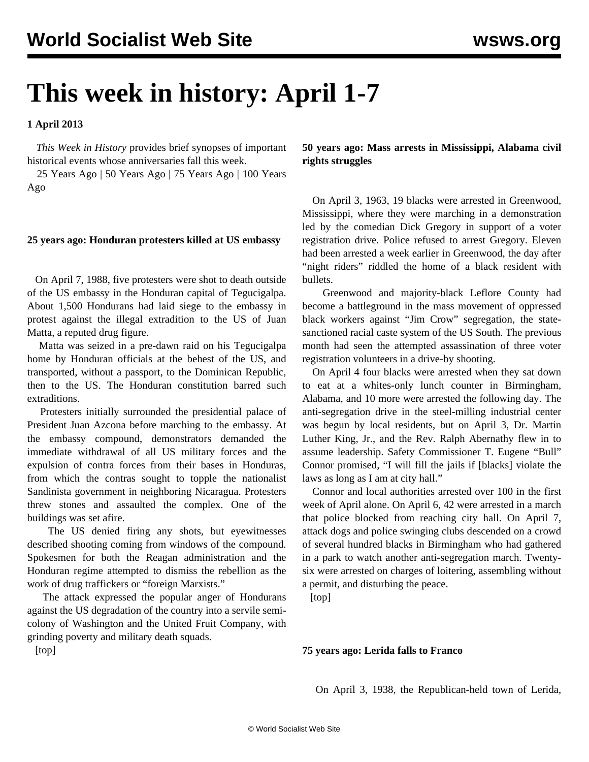# This week in history: April 1-7

**1 April 2013**

*This Week in History* provides brief synopses of important historical events whose anniversaries fall this week.

25 Years Ago | 50 Years Ago | 75 Years Ago | 100 Years Ago

### 25 years ago: Honduran protesters killed at US embassy

On April 7, 1988, five protesters were shot to death outside of the US embassy in the Honduran capital of Tegucigalpa. About 1,500 Hondurans had laid siege to the embassy in protest against the illegal extradition to the US of Juan Matta, a reputed drug figure.

Matta was seized in a pre-dawn raid on his Tegucigalpa home by Honduran officials at the behest of the US, and transported, without a passport, to the Dominican Republic, then to the US. The Honduran constitution barred such extraditions.

Protesters initially surrounded the presidential palace of President Juan Azcona before marching to the embassy. At the embassy compound, demonstrators demanded the immediate withdrawal of all US military forces and the expulsion of contra forces from their bases in Honduras, from which the contras sought to topple the nationalist Sandinista government in neighboring Nicaragua. Protesters threw stones and assaulted the complex. One of the buildings was set afire.

The US denied firing any shots, but eyewitnesses described shooting coming from windows of the compound. Spokesmen for both the Reagan administration and the Honduran regime attempted to dismiss the rebellion as the work of drug traffickers or "foreign Marxists."

The attack expressed the popular anger of Hondurans against the US degradation of the country into a servile semi-colony of Washington and the United Fruit Company, with grinding poverty and military death squads.

[top]

### 50 years ago: Mass arrests in Mississippi, Alabama civil rights struggles

On April 3, 1963, 19 blacks were arrested in Greenwood, Mississippi, where they were marching in a demonstration led by the comedian Dick Gregory in support of a voter registration drive. Police refused to arrest Gregory. Eleven had been arrested a week earlier in Greenwood, the day after "night riders" riddled the home of a black resident with bullets.

Greenwood and majority-black Leflore County had become a battleground in the mass movement of oppressed black workers against "Jim Crow" segregation, the state-sanctioned racial caste system of the US South. The previous month had seen the attempted assassination of three voter registration volunteers in a drive-by shooting.

On April 4 four blacks were arrested when they sat down to eat at a whites-only lunch counter in Birmingham, Alabama, and 10 more were arrested the following day. The anti-segregation drive in the steel-milling industrial center was begun by local residents, but on April 3, Dr. Martin Luther King, Jr., and the Rev. Ralph Abernathy flew in to assume leadership. Safety Commissioner T. Eugene "Bull" Connor promised, "I will fill the jails if [blacks] violate the laws as long as I am at city hall."

Connor and local authorities arrested over 100 in the first week of April alone. On April 6, 42 were arrested in a march that police blocked from reaching city hall. On April 7, attack dogs and police swinging clubs descended on a crowd of several hundred blacks in Birmingham who had gathered in a park to watch another anti-segregation march. Twenty-six were arrested on charges of loitering, assembling without a permit, and disturbing the peace.

[top]

### 75 years ago: Lerida falls to Franco

On April 3, 1938, the Republican-held town of Lerida,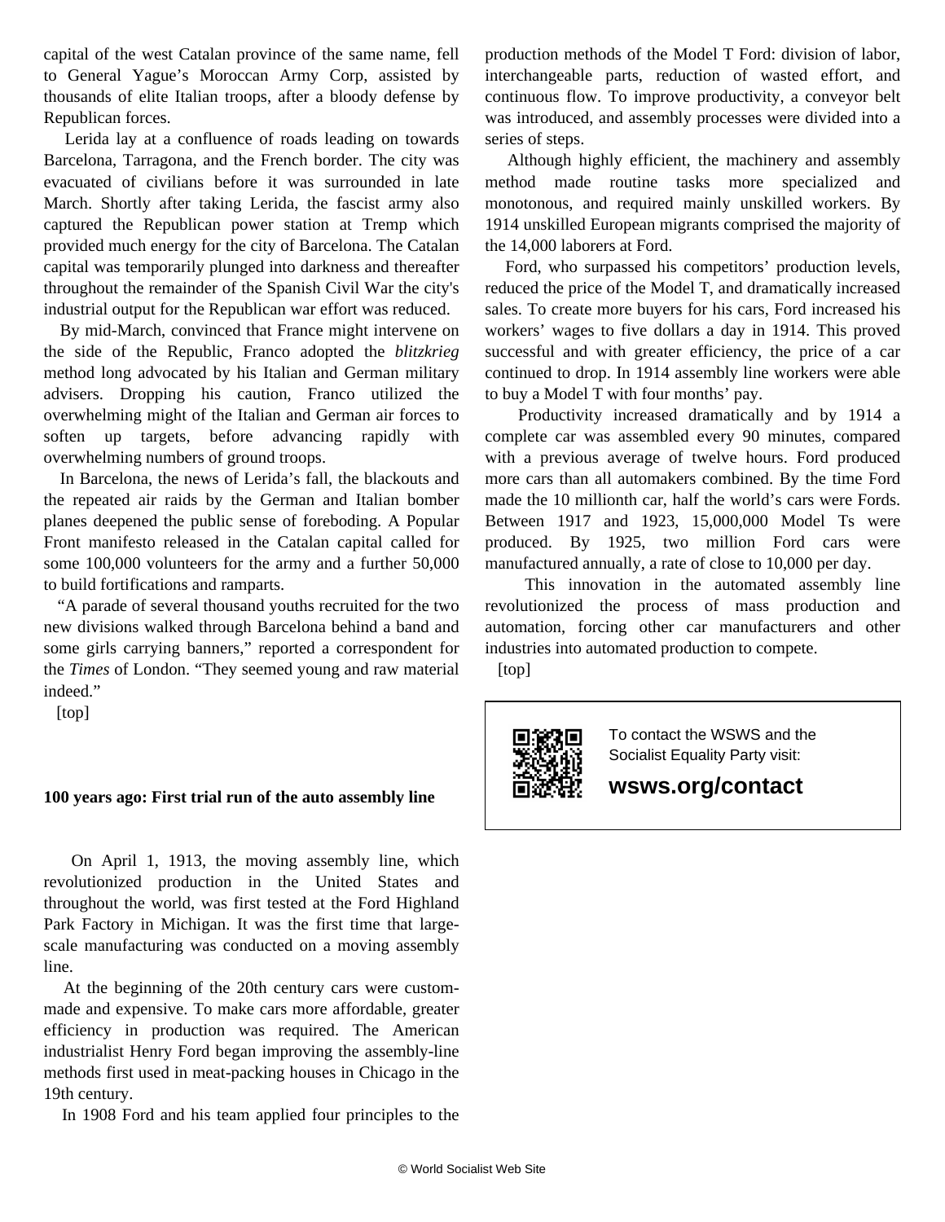capital of the west Catalan province of the same name, fell to General Yague's Moroccan Army Corp, assisted by thousands of elite Italian troops, after a bloody defense by Republican forces.

Lerida lay at a confluence of roads leading on towards Barcelona, Tarragona, and the French border. The city was evacuated of civilians before it was surrounded in late March. Shortly after taking Lerida, the fascist army also captured the Republican power station at Tremp which provided much energy for the city of Barcelona. The Catalan capital was temporarily plunged into darkness and thereafter throughout the remainder of the Spanish Civil War the city's industrial output for the Republican war effort was reduced.

By mid-March, convinced that France might intervene on the side of the Republic, Franco adopted the *blitzkrieg* method long advocated by his Italian and German military advisers. Dropping his caution, Franco utilized the overwhelming might of the Italian and German air forces to soften up targets, before advancing rapidly with overwhelming numbers of ground troops.

In Barcelona, the news of Lerida's fall, the blackouts and the repeated air raids by the German and Italian bomber planes deepened the public sense of foreboding. A Popular Front manifesto released in the Catalan capital called for some 100,000 volunteers for the army and a further 50,000 to build fortifications and ramparts.

"A parade of several thousand youths recruited for the two new divisions walked through Barcelona behind a band and some girls carrying banners," reported a correspondent for the *Times* of London. "They seemed young and raw material indeed."

[top]

**100 years ago: First trial run of the auto assembly line**

On April 1, 1913, the moving assembly line, which revolutionized production in the United States and throughout the world, was first tested at the Ford Highland Park Factory in Michigan. It was the first time that large-scale manufacturing was conducted on a moving assembly line.

At the beginning of the 20th century cars were custom-made and expensive. To make cars more affordable, greater efficiency in production was required. The American industrialist Henry Ford began improving the assembly-line methods first used in meat-packing houses in Chicago in the 19th century.

In 1908 Ford and his team applied four principles to the production methods of the Model T Ford: division of labor, interchangeable parts, reduction of wasted effort, and continuous flow. To improve productivity, a conveyor belt was introduced, and assembly processes were divided into a series of steps.

Although highly efficient, the machinery and assembly method made routine tasks more specialized and monotonous, and required mainly unskilled workers. By 1914 unskilled European migrants comprised the majority of the 14,000 laborers at Ford.

Ford, who surpassed his competitors' production levels, reduced the price of the Model T, and dramatically increased sales. To create more buyers for his cars, Ford increased his workers' wages to five dollars a day in 1914. This proved successful and with greater efficiency, the price of a car continued to drop. In 1914 assembly line workers were able to buy a Model T with four months' pay.

Productivity increased dramatically and by 1914 a complete car was assembled every 90 minutes, compared with a previous average of twelve hours. Ford produced more cars than all automakers combined. By the time Ford made the 10 millionth car, half the world's cars were Fords. Between 1917 and 1923, 15,000,000 Model Ts were produced. By 1925, two million Ford cars were manufactured annually, a rate of close to 10,000 per day.

This innovation in the automated assembly line revolutionized the process of mass production and automation, forcing other car manufacturers and other industries into automated production to compete.

[top]

To contact the WSWS and the Socialist Equality Party visit:

**wsws.org/contact**